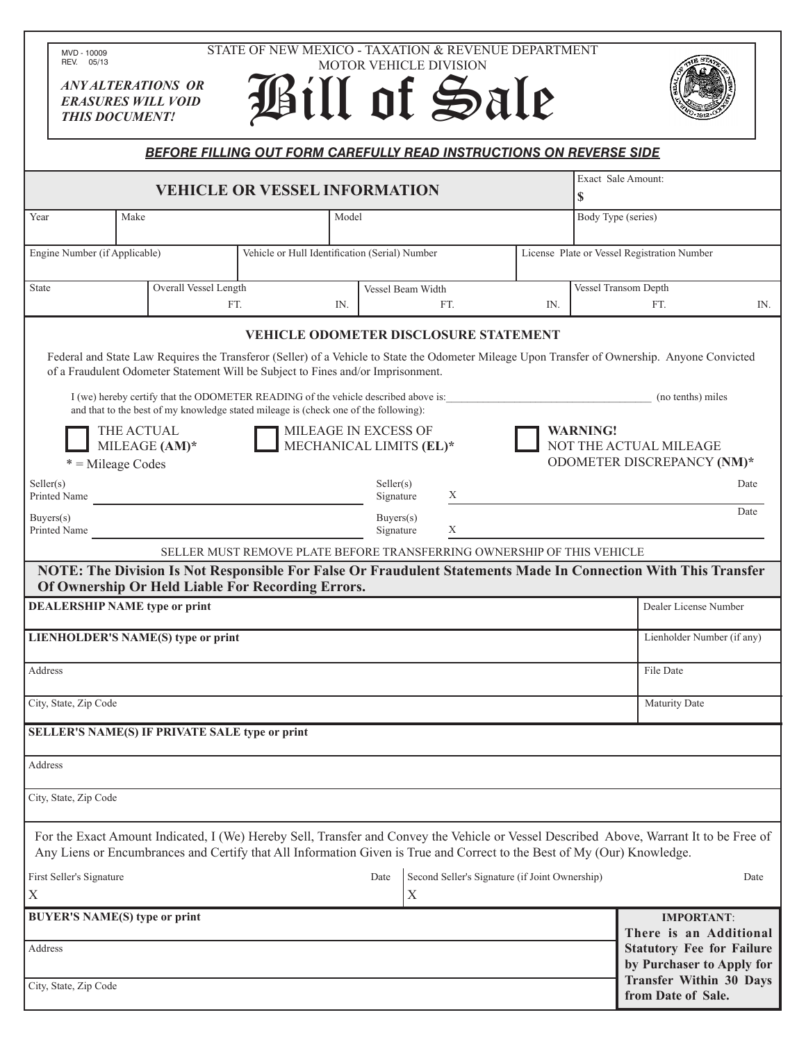MVD - 10009
REV. 05/13

***ANY ALTERATIONS OR ERASURES WILL VOID THIS DOCUMENT!***

STATE OF NEW MEXICO - TAXATION & REVENUE DEPARTMENT
MOTOR VEHICLE DIVISION

# Bill of Sale

***BEFORE FILLING OUT FORM CAREFULLY READ INSTRUCTIONS ON REVERSE SIDE***

## VEHICLE OR VESSEL INFORMATION

| | | | | | |
|---|---|---|---|---|---|
| Exact Sale Amount: $ | | | | | |
| Year | Make | Model | | Body Type (series) | |
| Engine Number (if Applicable) | | Vehicle or Hull Identification (Serial) Number | | License Plate or Vessel Registration Number | |
| State | Overall Vessel Length FT. IN. | Vessel Beam Width FT. IN. | | Vessel Transom Depth FT. IN. | |

## VEHICLE ODOMETER DISCLOSURE STATEMENT

Federal and State Law Requires the Transferor (Seller) of a Vehicle to State the Odometer Mileage Upon Transfer of Ownership. Anyone Convicted of a Fraudulent Odometer Statement Will be Subject to Fines and/or Imprisonment.

I (we) hereby certify that the ODOMETER READING of the vehicle described above is:\_\_\_\_\_\_\_\_\_\_\_\_\_\_\_\_\_\_\_\_\_\_\_\_\_\_\_\_\_\_\_\_\_\_\_\_\_\_ (no tenths) miles and that to the best of my knowledge stated mileage is (check one of the following):

☐ THE ACTUAL MILEAGE **(AM)***

☐ MILEAGE IN EXCESS OF MECHANICAL LIMITS **(EL)***

☐ **WARNING!** NOT THE ACTUAL MILEAGE ODOMETER DISCREPANCY **(NM)***

* = Mileage Codes

Seller(s) Printed Name \_\_\_\_\_\_\_\_\_\_\_\_\_\_\_\_ Seller(s) Signature X \_\_\_\_\_\_\_\_\_\_\_\_\_\_\_\_ Date

Buyers(s) Printed Name \_\_\_\_\_\_\_\_\_\_\_\_\_\_\_\_ Buyers(s) Signature X \_\_\_\_\_\_\_\_\_\_\_\_\_\_\_\_ Date

SELLER MUST REMOVE PLATE BEFORE TRANSFERRING OWNERSHIP OF THIS VEHICLE

**NOTE: The Division Is Not Responsible For False Or Fraudulent Statements Made In Connection With This Transfer Of Ownership Or Held Liable For Recording Errors.**

| | |
|---|---|
| **DEALERSHIP NAME type or print** | Dealer License Number |
| **LIENHOLDER'S NAME(S) type or print** | Lienholder Number (if any) |
| Address | File Date |
| City, State, Zip Code | Maturity Date |

| |
|---|
| **SELLER'S NAME(S) IF PRIVATE SALE type or print** |
| Address |
| City, State, Zip Code |

For the Exact Amount Indicated, I (We) Hereby Sell, Transfer and Convey the Vehicle or Vessel Described Above, Warrant It to be Free of Any Liens or Encumbrances and Certify that All Information Given is True and Correct to the Best of My (Our) Knowledge.

| First Seller's Signature | Date | Second Seller's Signature (if Joint Ownership) | Date |
|---|---|---|---|
| X | | X | |

| | |
|---|---|
| **BUYER'S NAME(S) type or print** | **IMPORTANT**: **There is an Additional Statutory Fee for Failure by Purchaser to Apply for Transfer Within 30 Days from Date of Sale.** |
| Address | |
| City, State, Zip Code | |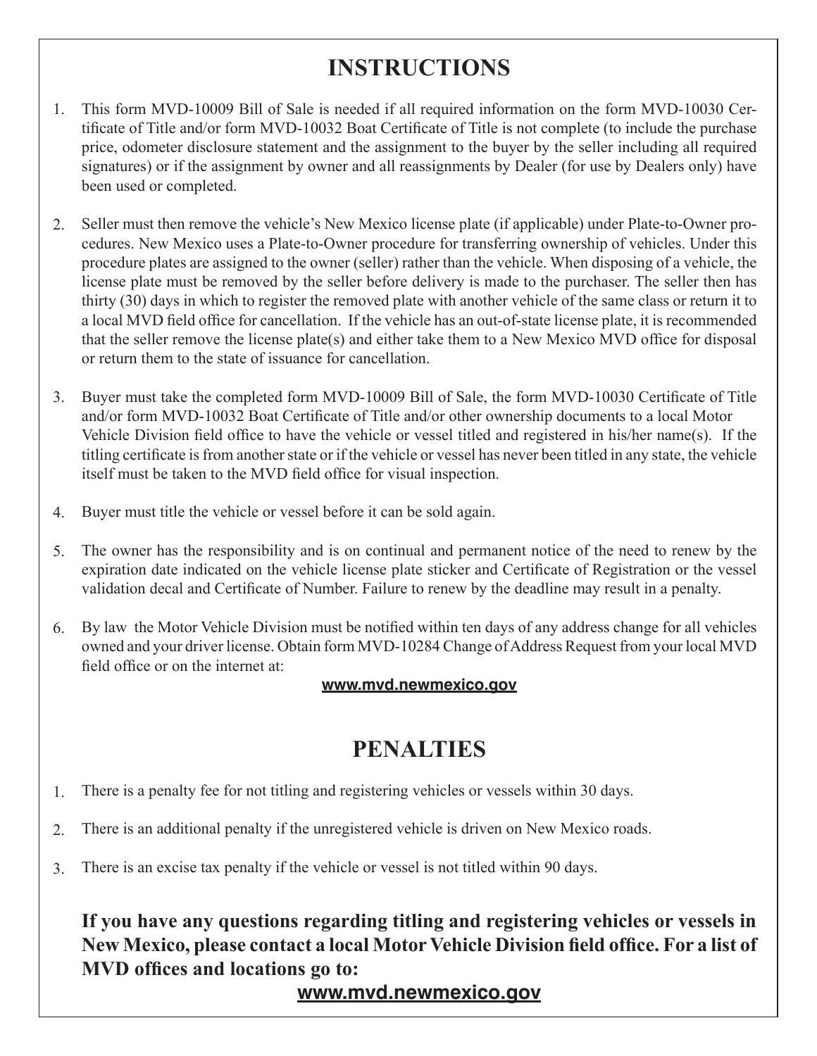# INSTRUCTIONS

1. This form MVD-10009 Bill of Sale is needed if all required information on the form MVD-10030 Certificate of Title and/or form MVD-10032 Boat Certificate of Title is not complete (to include the purchase price, odometer disclosure statement and the assignment to the buyer by the seller including all required signatures) or if the assignment by owner and all reassignments by Dealer (for use by Dealers only) have been used or completed.

2. Seller must then remove the vehicle's New Mexico license plate (if applicable) under Plate-to-Owner procedures. New Mexico uses a Plate-to-Owner procedure for transferring ownership of vehicles. Under this procedure plates are assigned to the owner (seller) rather than the vehicle. When disposing of a vehicle, the license plate must be removed by the seller before delivery is made to the purchaser. The seller then has thirty (30) days in which to register the removed plate with another vehicle of the same class or return it to a local MVD field office for cancellation. If the vehicle has an out-of-state license plate, it is recommended that the seller remove the license plate(s) and either take them to a New Mexico MVD office for disposal or return them to the state of issuance for cancellation.

3. Buyer must take the completed form MVD-10009 Bill of Sale, the form MVD-10030 Certificate of Title and/or form MVD-10032 Boat Certificate of Title and/or other ownership documents to a local Motor Vehicle Division field office to have the vehicle or vessel titled and registered in his/her name(s). If the titling certificate is from another state or if the vehicle or vessel has never been titled in any state, the vehicle itself must be taken to the MVD field office for visual inspection.

4. Buyer must title the vehicle or vessel before it can be sold again.

5. The owner has the responsibility and is on continual and permanent notice of the need to renew by the expiration date indicated on the vehicle license plate sticker and Certificate of Registration or the vessel validation decal and Certificate of Number. Failure to renew by the deadline may result in a penalty.

6. By law the Motor Vehicle Division must be notified within ten days of any address change for all vehicles owned and your driver license. Obtain form MVD-10284 Change of Address Request from your local MVD field office or on the internet at:

   **www.mvd.newmexico.gov**

# PENALTIES

1. There is a penalty fee for not titling and registering vehicles or vessels within 30 days.

2. There is an additional penalty if the unregistered vehicle is driven on New Mexico roads.

3. There is an excise tax penalty if the vehicle or vessel is not titled within 90 days.

**If you have any questions regarding titling and registering vehicles or vessels in New Mexico, please contact a local Motor Vehicle Division field office. For a list of MVD offices and locations go to:**

**www.mvd.newmexico.gov**